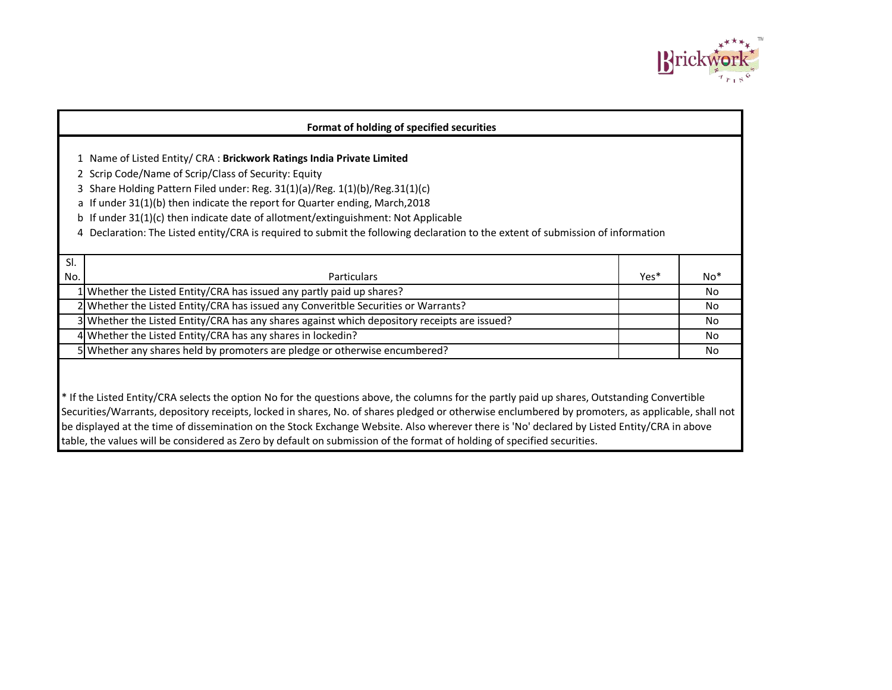## Format of holding of specified securities

1 Name of Listed Entity/ CRA : **Brickwork Ratings India Private Limited**
2 Scrip Code/Name of Scrip/Class of Security: Equity
3 Share Holding Pattern Filed under: Reg. 31(1)(a)/Reg. 1(1)(b)/Reg.31(1)(c)
a If under 31(1)(b) then indicate the report for Quarter ending, March,2018
b If under 31(1)(c) then indicate date of allotment/extinguishment: Not Applicable
4 Declaration: The Listed entity/CRA is required to submit the following declaration to the extent of submission of information

| Sl. No. | Particulars | Yes* | No* |
|---|---|---|---|
| 1 | Whether the Listed Entity/CRA has issued any partly paid up shares? | | No |
| 2 | Whether the Listed Entity/CRA has issued any Converitble Securities or Warrants? | | No |
| 3 | Whether the Listed Entity/CRA has any shares against which depository receipts are issued? | | No |
| 4 | Whether the Listed Entity/CRA has any shares in lockedin? | | No |
| 5 | Whether any shares held by promoters are pledge or otherwise encumbered? | | No |

* If the Listed Entity/CRA selects the option No for the questions above, the columns for the partly paid up shares, Outstanding Convertible Securities/Warrants, depository receipts, locked in shares, No. of shares pledged or otherwise enclumbered by promoters, as applicable, shall not be displayed at the time of dissemination on the Stock Exchange Website. Also wherever there is 'No' declared by Listed Entity/CRA in above table, the values will be considered as Zero by default on submission of the format of holding of specified securities.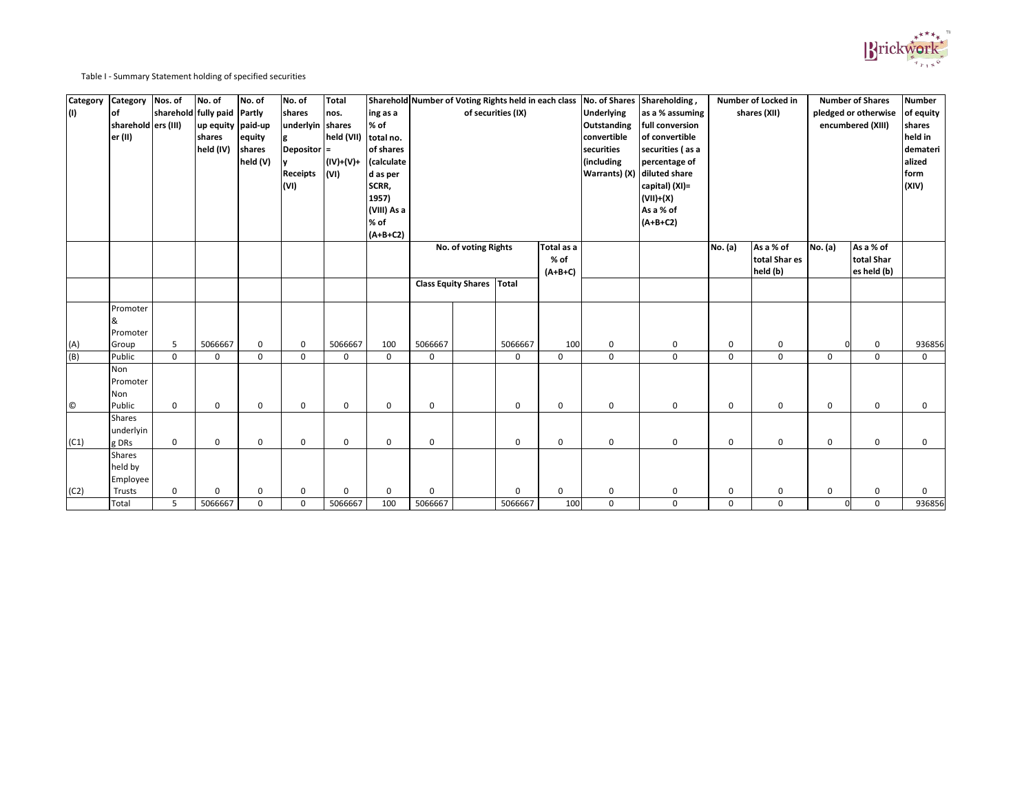Table I - Summary Statement holding of specified securities

| Category (I) | Category of shareholder (II) | Nos. of shareholders (III) | No. of fully paid up equity shares held (IV) | No. of Partly paid-up equity shares held (V) | No. of shares underlying Depository Receipts (VI) | Total nos. shares held (VII) = (IV)+(V)+ (VI) | Shareholding as a % of total no. of shares (calculated as per SCRR, 1957) (VIII) As a % of (A+B+C2) | Number of Voting Rights held in each class of securities (IX) | | | | No. of Shares Underlying Outstanding convertible securities (including Warrants) (X) | Shareholding , as a % assuming full conversion of convertible securities ( as a percentage of diluted share capital) (XI)= (VII)+(X) As a % of (A+B+C2) | Number of Locked in shares (XII) | | Number of Shares pledged or otherwise encumbered (XIII) | | Number of equity shares held in dematerialized form (XIV) |
|---|---|---|---|---|---|---|---|---|---|---|---|---|---|---|---|---|---|---|
| | | | | | | | | No. of voting Rights | | | Total as a % of (A+B+C) | | | No. (a) | As a % of total Shar es held (b) | No. (a) | As a % of total Shar es held (b) | |
| | | | | | | | | Class Equity Shares | | Total | | | | | | | | |
| (A) | Promoter & Promoter Group | 5 | 5066667 | 0 | 0 | 5066667 | 100 | 5066667 | | 5066667 | 100 | 0 | 0 | 0 | 0 | 0 | 0 | 936856 |
| (B) | Public | 0 | 0 | 0 | 0 | 0 | 0 | 0 | | 0 | 0 | 0 | 0 | 0 | 0 | 0 | 0 | 0 |
| © | Non Promoter Non Public | 0 | 0 | 0 | 0 | 0 | 0 | 0 | | 0 | 0 | 0 | 0 | 0 | 0 | 0 | 0 | 0 |
| (C1) | Shares underlying DRs | 0 | 0 | 0 | 0 | 0 | 0 | 0 | | 0 | 0 | 0 | 0 | 0 | 0 | 0 | 0 | 0 |
| (C2) | Shares held by Employee Trusts | 0 | 0 | 0 | 0 | 0 | 0 | 0 | | 0 | 0 | 0 | 0 | 0 | 0 | 0 | 0 | 0 |
| | Total | 5 | 5066667 | 0 | 0 | 5066667 | 100 | 5066667 | | 5066667 | 100 | 0 | 0 | 0 | 0 | 0 | 0 | 936856 |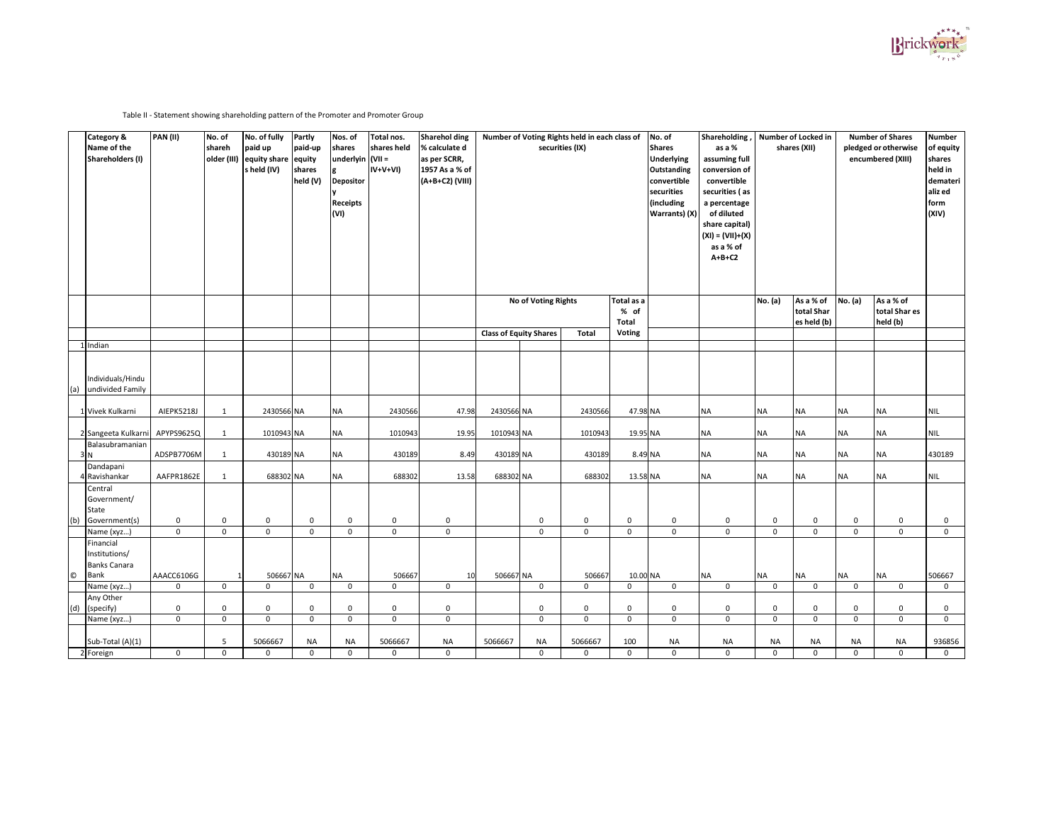Table II - Statement showing shareholding pattern of the Promoter and Promoter Group

| | Category & Name of the Shareholders (I) | PAN (II) | No. of shareholder (III) | No. of fully paid up equity shares held (IV) | Partly paid-up equity shares held (V) | Nos. of shares underlying Depository Receipts (VI) | Total nos. shares held (VII = IV+V+VI) | Shareholding % calculated as per SCRR, 1957 As a % of (A+B+C2) (VIII) | Number of Voting Rights held in each class of securities (IX) | | | | No. of Shares Underlying Outstanding convertible securities (including Warrants) (X) | Shareholding, as a % assuming full conversion of convertible securities (as a percentage of diluted share capital) (XI) = (VII)+(X) as a % of A+B+C2 | Number of Locked in shares (XII) | | Number of Shares pledged or otherwise encumbered (XIII) | | Number of equity shares held in dematerialized form (XIV) |
|---|---|---|---|---|---|---|---|---|---|---|---|---|---|---|---|---|---|---|---|
| | | | | | | | | | No of Voting Rights | | | Total as a % of Total Voting | | | No. (a) | As a % of total Shares held (b) | No. (a) | As a % of total Shares held (b) | |
| | | | | | | | | | Class of Equity Shares | | Total | | | | | | | | |
| 1 | Indian | | | | | | | | | | | | | | | | | | |
| (a) | Individuals/Hindu undivided Family | | | | | | | | | | | | | | | | | | |
| 1 | Vivek Kulkarni | AIEPK5218J | 1 | 2430566 | NA | NA | 2430566 | 47.98 | 2430566 | NA | 2430566 | 47.98 | NA | NA | NA | NA | NA | NA | NIL |
| 2 | Sangeeta Kulkarni | APYPS9625Q | 1 | 1010943 | NA | NA | 1010943 | 19.95 | 1010943 | NA | 1010943 | 19.95 | NA | NA | NA | NA | NA | NA | NIL |
| 3 | Balasubramanian N | ADSPB7706M | 1 | 430189 | NA | NA | 430189 | 8.49 | 430189 | NA | 430189 | 8.49 | NA | NA | NA | NA | NA | NA | 430189 |
| 4 | Dandapani Ravishankar | AAFPR1862E | 1 | 688302 | NA | NA | 688302 | 13.58 | 688302 | NA | 688302 | 13.58 | NA | NA | NA | NA | NA | NA | NIL |
| (b) | Central Government/ State Government(s) | 0 | 0 | 0 | 0 | 0 | 0 | 0 | | 0 | 0 | 0 | 0 | 0 | 0 | 0 | 0 | 0 | 0 |
| | Name (xyz…) | 0 | 0 | 0 | 0 | 0 | 0 | 0 | | 0 | 0 | 0 | 0 | 0 | 0 | 0 | 0 | 0 | 0 |
| © | Financial Institutions/ Banks Canara Bank | AAACC6106G | 1 | 506667 | NA | NA | 506667 | 10 | 506667 | NA | 506667 | 10.00 | NA | NA | NA | NA | NA | NA | 506667 |
| | Name (xyz…) | 0 | 0 | 0 | 0 | 0 | 0 | 0 | | 0 | 0 | 0 | 0 | 0 | 0 | 0 | 0 | 0 | 0 |
| (d) | Any Other (specify) | 0 | 0 | 0 | 0 | 0 | 0 | 0 | | 0 | 0 | 0 | 0 | 0 | 0 | 0 | 0 | 0 | 0 |
| | Name (xyz…) | 0 | 0 | 0 | 0 | 0 | 0 | 0 | | 0 | 0 | 0 | 0 | 0 | 0 | 0 | 0 | 0 | 0 |
| | Sub-Total (A)(1) | | 5 | 5066667 | NA | NA | 5066667 | NA | 5066667 | NA | 5066667 | 100 | NA | NA | NA | NA | NA | NA | 936856 |
| 2 | Foreign | 0 | 0 | 0 | 0 | 0 | 0 | 0 | | 0 | 0 | 0 | 0 | 0 | 0 | 0 | 0 | 0 | 0 |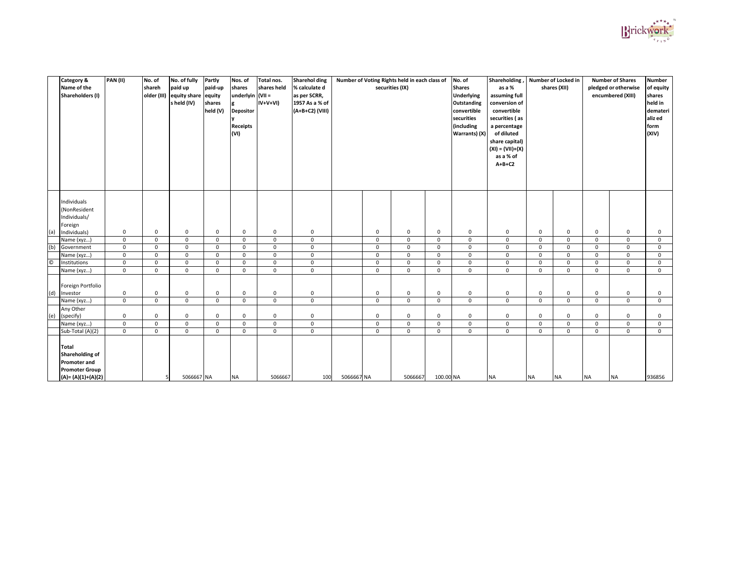| | Category & Name of the Shareholders (I) | PAN (II) | No. of shareholder (III) | No. of fully paid up equity shares held (IV) | Partly paid-up equity shares held (V) | Nos. of shares underlying Depository Receipts (VI) | Total nos. shares held (VII = IV+V+VI) | Shareholding % calculated as per SCRR, 1957 As a % of (A+B+C2) (VIII) | Number of Voting Rights held in each class of securities (IX) | | | | No. of Shares Underlying Outstanding convertible securities (including Warrants) (X) | Shareholding, as a % assuming full conversion of convertible securities ( as a percentage of diluted share capital) (XI) = (VII)+(X) as a % of A+B+C2 | Number of Locked in shares (XII) | | Number of Shares pledged or otherwise encumbered (XIII) | | Number of equity shares held in dematerialized form (XIV) |
|---|---|---|---|---|---|---|---|---|---|---|---|---|---|---|---|---|---|---|---|
| (a) | Individuals (NonResident Individuals/ Foreign Individuals) | 0 | 0 | 0 | 0 | 0 | 0 | 0 | | 0 | 0 | 0 | 0 | 0 | 0 | 0 | 0 | 0 | 0 |
| | Name (xyz…) | 0 | 0 | 0 | 0 | 0 | 0 | 0 | | 0 | 0 | 0 | 0 | 0 | 0 | 0 | 0 | 0 | 0 |
| (b) | Government | 0 | 0 | 0 | 0 | 0 | 0 | 0 | | 0 | 0 | 0 | 0 | 0 | 0 | 0 | 0 | 0 | 0 |
| | Name (xyz…) | 0 | 0 | 0 | 0 | 0 | 0 | 0 | | 0 | 0 | 0 | 0 | 0 | 0 | 0 | 0 | 0 | 0 |
| © | Institutions | 0 | 0 | 0 | 0 | 0 | 0 | 0 | | 0 | 0 | 0 | 0 | 0 | 0 | 0 | 0 | 0 | 0 |
| | Name (xyz…) | 0 | 0 | 0 | 0 | 0 | 0 | 0 | | 0 | 0 | 0 | 0 | 0 | 0 | 0 | 0 | 0 | 0 |
| (d) | Foreign Portfolio Investor | 0 | 0 | 0 | 0 | 0 | 0 | 0 | | 0 | 0 | 0 | 0 | 0 | 0 | 0 | 0 | 0 | 0 |
| | Name (xyz…) | 0 | 0 | 0 | 0 | 0 | 0 | 0 | | 0 | 0 | 0 | 0 | 0 | 0 | 0 | 0 | 0 | 0 |
| (e) | Any Other (specify) | 0 | 0 | 0 | 0 | 0 | 0 | 0 | | 0 | 0 | 0 | 0 | 0 | 0 | 0 | 0 | 0 | 0 |
| | Name (xyz…) | 0 | 0 | 0 | 0 | 0 | 0 | 0 | | 0 | 0 | 0 | 0 | 0 | 0 | 0 | 0 | 0 | 0 |
| | Sub-Total (A)(2) | 0 | 0 | 0 | 0 | 0 | 0 | 0 | | 0 | 0 | 0 | 0 | 0 | 0 | 0 | 0 | 0 | 0 |
| | **Total Shareholding of Promoter and Promoter Group (A)= (A)(1)+(A)(2)** | | 5 | 5066667 | NA | NA | 5066667 | 100 | 5066667 | NA | 5066667 | 100.00 | NA | NA | NA | NA | NA | NA | 936856 |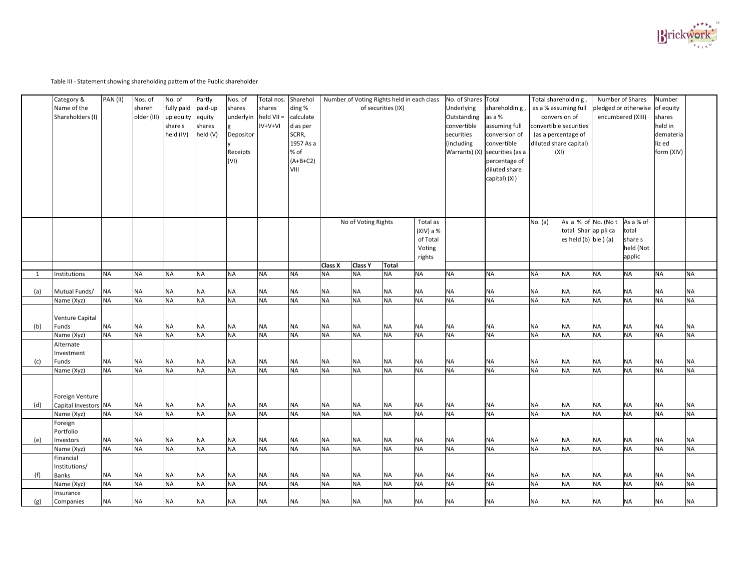Table III - Statement showing shareholding pattern of the Public shareholder

| | Category & Name of the Shareholders (I) | PAN (II) | Nos. of shareholder (III) | No. of fully paid up equity shares held (IV) | Partly paid-up equity shares held (V) | Nos. of shares underlying Depository Receipts (VI) | Total nos. shares held VII = IV+V+VI | Shareholding % calculated as per SCRR, 1957 As a % of (A+B+C2) VIII | Number of Voting Rights held in each class of securities (IX) | | | | No. of Shares Underlying Outstanding convertible securities (including Warrants) (X) | Total shareholding, as a % assuming full conversion of convertible securities (as a percentage of diluted share capital) (XI) | Total shareholding, as a % assuming full conversion of convertible securities (as a percentage of diluted share capital) (XI) | | Number of Shares pledged or otherwise encumbered (XIII) | | Number of equity shares held in dematerialized form (XIV) | |
|---|---|---|---|---|---|---|---|---|---|---|---|---|---|---|---|---|---|---|---|---|
| | | | | | | | | | No of Voting Rights | | | Total as (XIV) a % of Total Voting rights | | | No. (a) | As a % of total Shares held (b) | No. (Not applicable) (a) | As a % of total shares held (Not applic | | |
| | | | | | | | | | Class X | Class Y | Total | | | | | | | | | |
| 1 | Institutions | NA | NA | NA | NA | NA | NA | NA | NA | NA | NA | NA | NA | NA | NA | NA | NA | NA | NA | NA |
| (a) | Mutual Funds/ | NA | NA | NA | NA | NA | NA | NA | NA | NA | NA | NA | NA | NA | NA | NA | NA | NA | NA | NA |
| | Name (Xyz) | NA | NA | NA | NA | NA | NA | NA | NA | NA | NA | NA | NA | NA | NA | NA | NA | NA | NA | NA |
| (b) | Venture Capital Funds | NA | NA | NA | NA | NA | NA | NA | NA | NA | NA | NA | NA | NA | NA | NA | NA | NA | NA | NA |
| | Name (Xyz) | NA | NA | NA | NA | NA | NA | NA | NA | NA | NA | NA | NA | NA | NA | NA | NA | NA | NA | NA |
| (c) | Alternate Investment Funds | NA | NA | NA | NA | NA | NA | NA | NA | NA | NA | NA | NA | NA | NA | NA | NA | NA | NA | NA |
| | Name (Xyz) | NA | NA | NA | NA | NA | NA | NA | NA | NA | NA | NA | NA | NA | NA | NA | NA | NA | NA | NA |
| (d) | Foreign Venture Capital Investors | NA | NA | NA | NA | NA | NA | NA | NA | NA | NA | NA | NA | NA | NA | NA | NA | NA | NA | NA |
| | Name (Xyz) | NA | NA | NA | NA | NA | NA | NA | NA | NA | NA | NA | NA | NA | NA | NA | NA | NA | NA | NA |
| (e) | Foreign Portfolio Investors | NA | NA | NA | NA | NA | NA | NA | NA | NA | NA | NA | NA | NA | NA | NA | NA | NA | NA | NA |
| | Name (Xyz) | NA | NA | NA | NA | NA | NA | NA | NA | NA | NA | NA | NA | NA | NA | NA | NA | NA | NA | NA |
| (f) | Financial Institutions/ Banks | NA | NA | NA | NA | NA | NA | NA | NA | NA | NA | NA | NA | NA | NA | NA | NA | NA | NA | NA |
| | Name (Xyz) | NA | NA | NA | NA | NA | NA | NA | NA | NA | NA | NA | NA | NA | NA | NA | NA | NA | NA | NA |
| (g) | Insurance Companies | NA | NA | NA | NA | NA | NA | NA | NA | NA | NA | NA | NA | NA | NA | NA | NA | NA | NA | NA |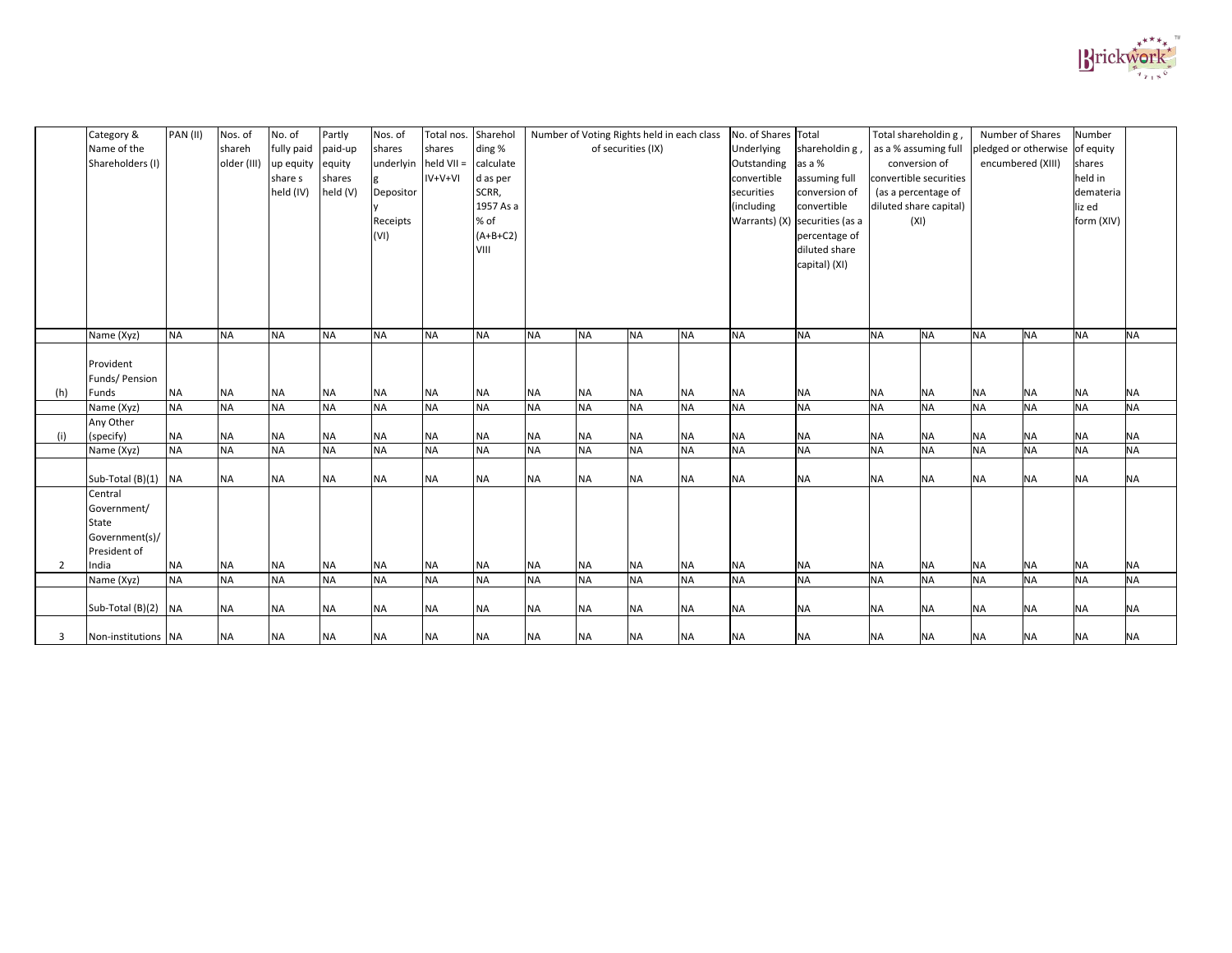| | Category & Name of the Shareholders (I) | PAN (II) | Nos. of shareh older (III) | No. of fully paid up equity share s held (IV) | Partly paid-up equity shares held (V) | Nos. of shares underlyin g Depositor y Receipts (VI) | Total nos. shares held VII = IV+V+VI | Sharehol ding % calculate d as per SCRR, 1957 As a % of (A+B+C2) VIII | Number of Voting Rights held in each class of securities (IX) | | | | No. of Shares Underlying Outstanding convertible securities (including Warrants) (X) | Total shareholdin g , as a % assuming full conversion of convertible securities (as a percentage of diluted share capital) (XI) | Total shareholdin g , as a % assuming full conversion of convertible securities (as a percentage of diluted share capital) (XI) | | Number of Shares pledged or otherwise encumbered (XIII) | | Number of equity shares held in demateria liz ed form (XIV) | |
|---|---|---|---|---|---|---|---|---|---|---|---|---|---|---|---|---|---|---|---|---|
| | Name (Xyz) | NA | NA | NA | NA | NA | NA | NA | NA | NA | NA | NA | NA | NA | NA | NA | NA | NA | NA | NA |
| (h) | Provident Funds/ Pension Funds | NA | NA | NA | NA | NA | NA | NA | NA | NA | NA | NA | NA | NA | NA | NA | NA | NA | NA | NA |
| | Name (Xyz) | NA | NA | NA | NA | NA | NA | NA | NA | NA | NA | NA | NA | NA | NA | NA | NA | NA | NA | NA |
| (i) | Any Other (specify) | NA | NA | NA | NA | NA | NA | NA | NA | NA | NA | NA | NA | NA | NA | NA | NA | NA | NA | NA |
| | Name (Xyz) | NA | NA | NA | NA | NA | NA | NA | NA | NA | NA | NA | NA | NA | NA | NA | NA | NA | NA | NA |
| | Sub-Total (B)(1) | NA | NA | NA | NA | NA | NA | NA | NA | NA | NA | NA | NA | NA | NA | NA | NA | NA | NA | NA |
| 2 | Central Government/ State Government(s)/ President of India | NA | NA | NA | NA | NA | NA | NA | NA | NA | NA | NA | NA | NA | NA | NA | NA | NA | NA | NA |
| | Name (Xyz) | NA | NA | NA | NA | NA | NA | NA | NA | NA | NA | NA | NA | NA | NA | NA | NA | NA | NA | NA |
| | Sub-Total (B)(2) | NA | NA | NA | NA | NA | NA | NA | NA | NA | NA | NA | NA | NA | NA | NA | NA | NA | NA | NA |
| 3 | Non-institutions | NA | NA | NA | NA | NA | NA | NA | NA | NA | NA | NA | NA | NA | NA | NA | NA | NA | NA | NA |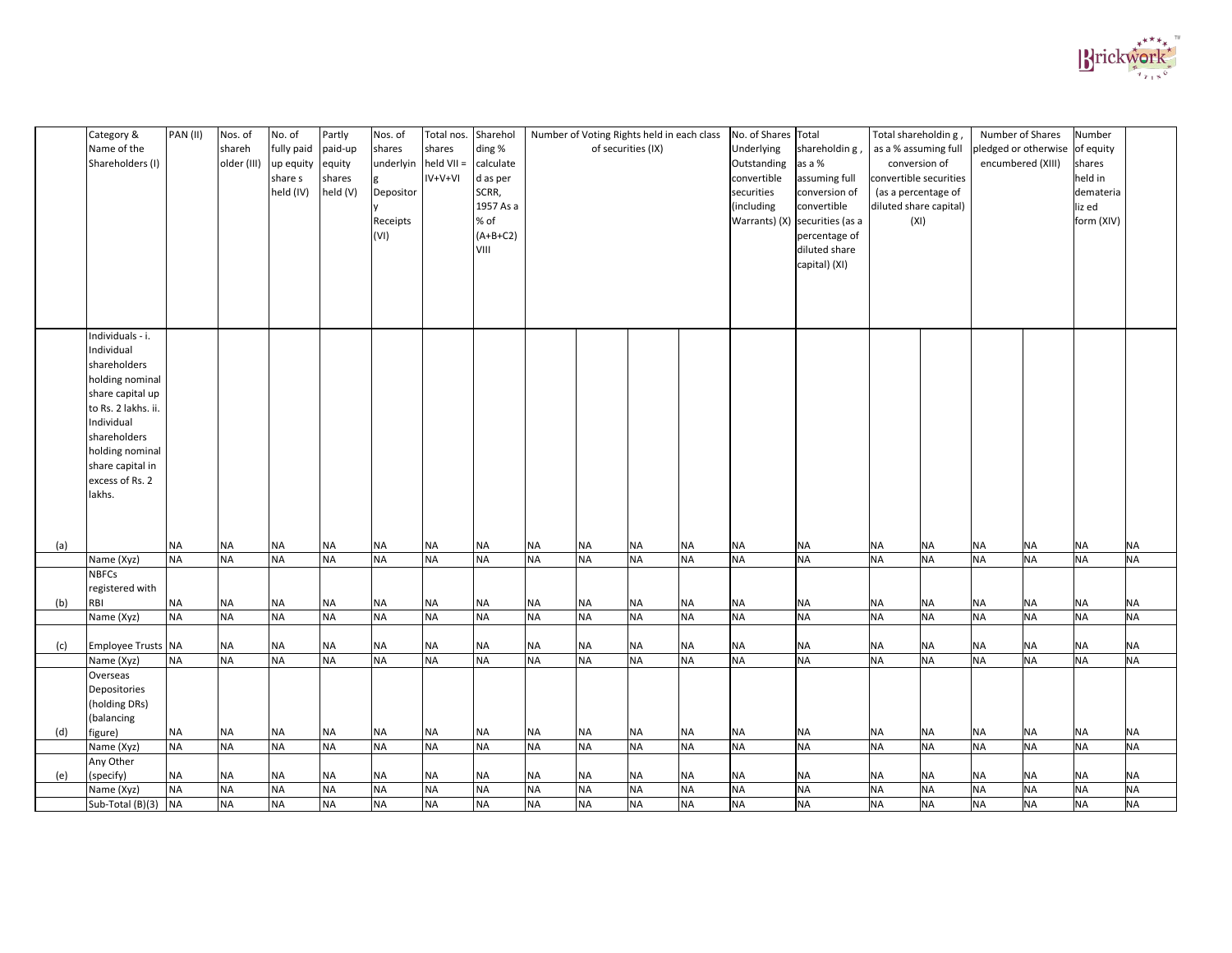| | Category & Name of the Shareholders (I) | PAN (II) | Nos. of shareholder (III) | No. of fully paid up equity shares held (IV) | Partly paid-up equity shares held (V) | Nos. of shares underlying Depository Receipts (VI) | Total nos. shares held VII = IV+V+VI | Shareholding % calculated as per SCRR, 1957 As a % of (A+B+C2) VIII | Number of Voting Rights held in each class of securities (IX) | | | | No. of Shares Underlying Outstanding convertible securities (including Warrants) (X) | Total shareholding, as a % assuming full conversion of convertible securities (as a percentage of diluted share capital) (XI) | Total shareholding, as a % assuming full conversion of convertible securities (as a percentage of diluted share capital) (XI) | | Number of Shares pledged or otherwise encumbered (XIII) | | Number of equity shares held in dematerialized form (XIV) | |
|---|---|---|---|---|---|---|---|---|---|---|---|---|---|---|---|---|---|---|---|---|
| (a) | Individuals - i. Individual shareholders holding nominal share capital up to Rs. 2 lakhs. ii. Individual shareholders holding nominal share capital in excess of Rs. 2 lakhs. | NA | NA | NA | NA | NA | NA | NA | NA | NA | NA | NA | NA | NA | NA | NA | NA | NA | NA | NA |
| | Name (Xyz) | NA | NA | NA | NA | NA | NA | NA | NA | NA | NA | NA | NA | NA | NA | NA | NA | NA | NA | NA |
| (b) | NBFCs registered with RBI | NA | NA | NA | NA | NA | NA | NA | NA | NA | NA | NA | NA | NA | NA | NA | NA | NA | NA | NA |
| | Name (Xyz) | NA | NA | NA | NA | NA | NA | NA | NA | NA | NA | NA | NA | NA | NA | NA | NA | NA | NA | NA |
| (c) | Employee Trusts | NA | NA | NA | NA | NA | NA | NA | NA | NA | NA | NA | NA | NA | NA | NA | NA | NA | NA | NA |
| | Name (Xyz) | NA | NA | NA | NA | NA | NA | NA | NA | NA | NA | NA | NA | NA | NA | NA | NA | NA | NA | NA |
| (d) | Overseas Depositories (holding DRs) (balancing figure) | NA | NA | NA | NA | NA | NA | NA | NA | NA | NA | NA | NA | NA | NA | NA | NA | NA | NA | NA |
| | Name (Xyz) | NA | NA | NA | NA | NA | NA | NA | NA | NA | NA | NA | NA | NA | NA | NA | NA | NA | NA | NA |
| (e) | Any Other (specify) | NA | NA | NA | NA | NA | NA | NA | NA | NA | NA | NA | NA | NA | NA | NA | NA | NA | NA | NA |
| | Name (Xyz) | NA | NA | NA | NA | NA | NA | NA | NA | NA | NA | NA | NA | NA | NA | NA | NA | NA | NA | NA |
| | Sub-Total (B)(3) | NA | NA | NA | NA | NA | NA | NA | NA | NA | NA | NA | NA | NA | NA | NA | NA | NA | NA | NA |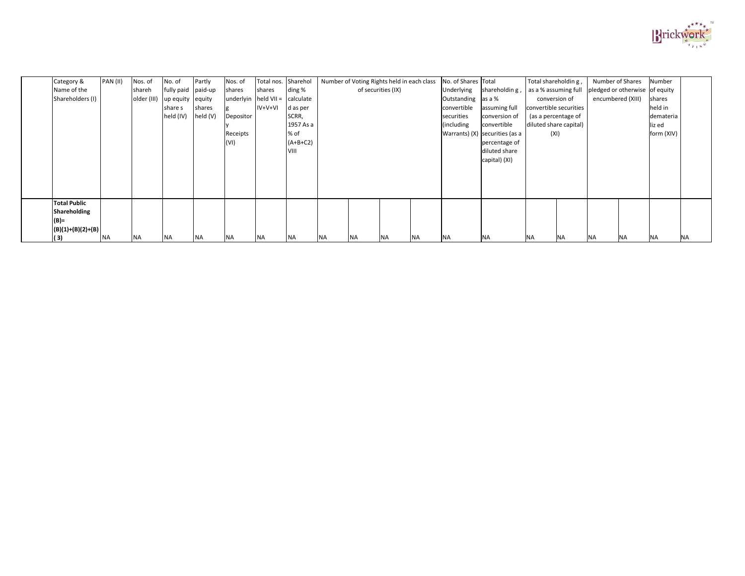| | Category & Name of the Shareholders (I) | PAN (II) | Nos. of shareholder (III) | No. of fully paid up equity shares held (IV) | Partly paid-up equity shares held (V) | Nos. of shares underlying Depository Receipts (VI) | Total nos. shares held VII = IV+V+VI | Shareholding % calculated as per SCRR, 1957 As a % of (A+B+C2) VIII | Number of Voting Rights held in each class of securities (IX) | | | | No. of Shares Underlying Outstanding convertible securities (including Warrants) (X) | Total shareholding, as a % assuming full conversion of convertible securities (as a percentage of diluted share capital) (XI) | Total shareholding, as a % assuming full conversion of convertible securities (as a percentage of diluted share capital) (XI) | | Number of Shares pledged or otherwise encumbered (XIII) | | Number of equity shares held in dematerialized form (XIV) | |
|---|---|---|---|---|---|---|---|---|---|---|---|---|---|---|---|---|---|---|---|---|
| | **Total Public Shareholding (B)= (B)(1)+(B)(2)+(B)( 3)** | NA | NA | NA | NA | NA | NA | NA | NA | NA | NA | NA | NA | NA | NA | NA | NA | NA | NA | NA |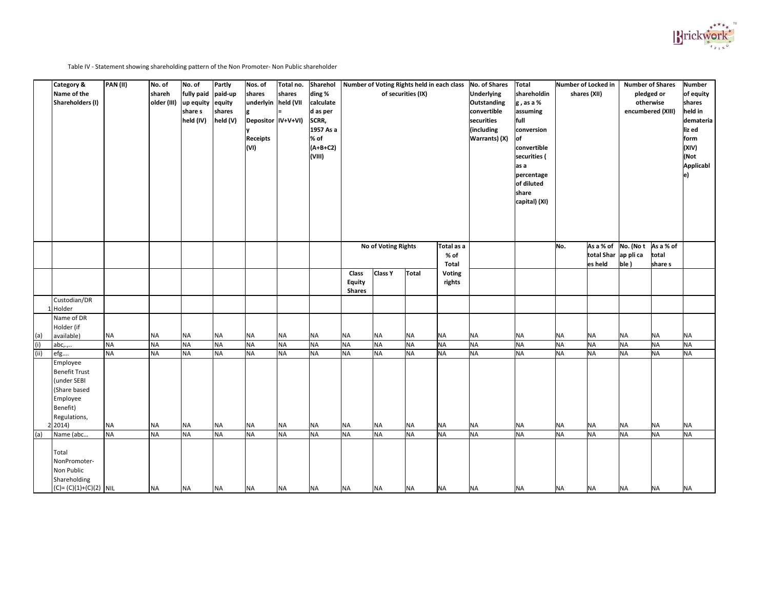Table IV - Statement showing shareholding pattern of the Non Promoter- Non Public shareholder

| | Category & Name of the Shareholders (I) | PAN (II) | No. of shareholder (III) | No. of fully paid up equity share s held (IV) | Partly paid-up equity shares held (V) | Nos. of shares underlying Depository Receipts (VI) | Total no. shares held (VII = IV+V+VI) | Shareholding % calculated as per SCRR, 1957 As a % of (A+B+C2) (VIII) | Number of Voting Rights held in each class of securities (IX) | | | | No. of Shares Underlying Outstanding convertible securities (including Warrants) (X) | Total shareholding , as a % assuming full conversion of convertible securities ( as a percentage of diluted share capital) (XI) | Number of Locked in shares (XII) | | Number of Shares pledged or otherwise encumbered (XIII) | | Number of equity shares held in dematerialized form (XIV) (Not Applicable) |
|---|---|---|---|---|---|---|---|---|---|---|---|---|---|---|---|---|---|---|---|
| | | | | | | | | | No of Voting Rights | | | Total as a % of Total Voting rights | | | No. | As a % of total Shares held | No. (Not applicable ) | As a % of total share s | |
| | | | | | | | | | Class Equity Shares | Class Y | Total | | | | | | | | |
| 1 | Custodian/DR Holder | | | | | | | | | | | | | | | | | | |
| (a) | Name of DR Holder (if available) | NA | NA | NA | NA | NA | NA | NA | NA | NA | NA | NA | NA | NA | NA | NA | NA | NA | NA |
| (i) | abc,.,.. | NA | NA | NA | NA | NA | NA | NA | NA | NA | NA | NA | NA | NA | NA | NA | NA | NA | NA |
| (ii) | efg…. | NA | NA | NA | NA | NA | NA | NA | NA | NA | NA | NA | NA | NA | NA | NA | NA | NA | NA |
| 2 | Employee Benefit Trust (under SEBI (Share based Employee Benefit) Regulations, 2014) | NA | NA | NA | NA | NA | NA | NA | NA | NA | NA | NA | NA | NA | NA | NA | NA | NA | NA |
| (a) | Name (abc… | NA | NA | NA | NA | NA | NA | NA | NA | NA | NA | NA | NA | NA | NA | NA | NA | NA | NA |
| | Total NonPromoter-Non Public Shareholding (C)= (C)(1)+(C)(2) | NIL | NA | NA | NA | NA | NA | NA | NA | NA | NA | NA | NA | NA | NA | NA | NA | NA | NA |